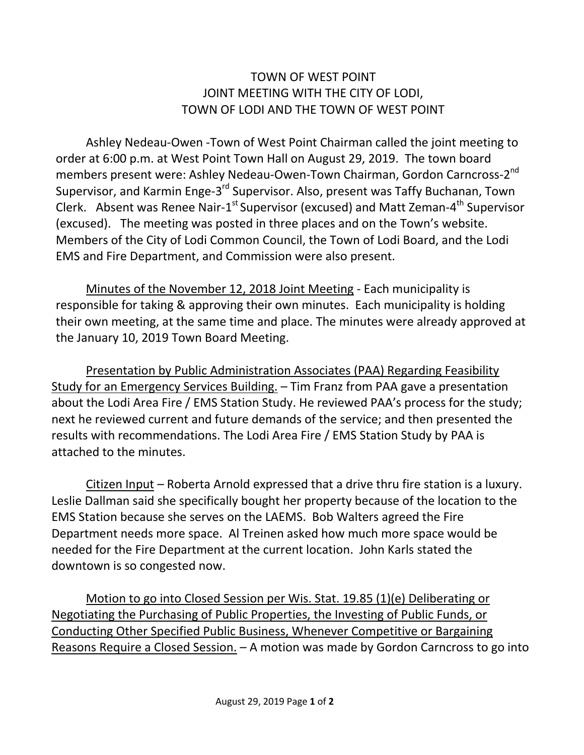# TOWN OF WEST POINT
## JOINT MEETING WITH THE CITY OF LODI, TOWN OF LODI AND THE TOWN OF WEST POINT

Ashley Nedeau-Owen -Town of West Point Chairman called the joint meeting to order at 6:00 p.m. at West Point Town Hall on August 29, 2019. The town board members present were: Ashley Nedeau-Owen-Town Chairman, Gordon Carncross-2nd Supervisor, and Karmin Enge-3rd Supervisor. Also, present was Taffy Buchanan, Town Clerk. Absent was Renee Nair-1st Supervisor (excused) and Matt Zeman-4th Supervisor (excused). The meeting was posted in three places and on the Town's website. Members of the City of Lodi Common Council, the Town of Lodi Board, and the Lodi EMS and Fire Department, and Commission were also present.

<u>Minutes of the November 12, 2018 Joint Meeting</u> - Each municipality is responsible for taking & approving their own minutes. Each municipality is holding their own meeting, at the same time and place. The minutes were already approved at the January 10, 2019 Town Board Meeting.

<u>Presentation by Public Administration Associates (PAA) Regarding Feasibility Study for an Emergency Services Building.</u> – Tim Franz from PAA gave a presentation about the Lodi Area Fire / EMS Station Study. He reviewed PAA's process for the study; next he reviewed current and future demands of the service; and then presented the results with recommendations. The Lodi Area Fire / EMS Station Study by PAA is attached to the minutes.

<u>Citizen Input</u> – Roberta Arnold expressed that a drive thru fire station is a luxury. Leslie Dallman said she specifically bought her property because of the location to the EMS Station because she serves on the LAEMS. Bob Walters agreed the Fire Department needs more space. Al Treinen asked how much more space would be needed for the Fire Department at the current location. John Karls stated the downtown is so congested now.

<u>Motion to go into Closed Session per Wis. Stat. 19.85 (1)(e) Deliberating or Negotiating the Purchasing of Public Properties, the Investing of Public Funds, or Conducting Other Specified Public Business, Whenever Competitive or Bargaining Reasons Require a Closed Session.</u> – A motion was made by Gordon Carncross to go into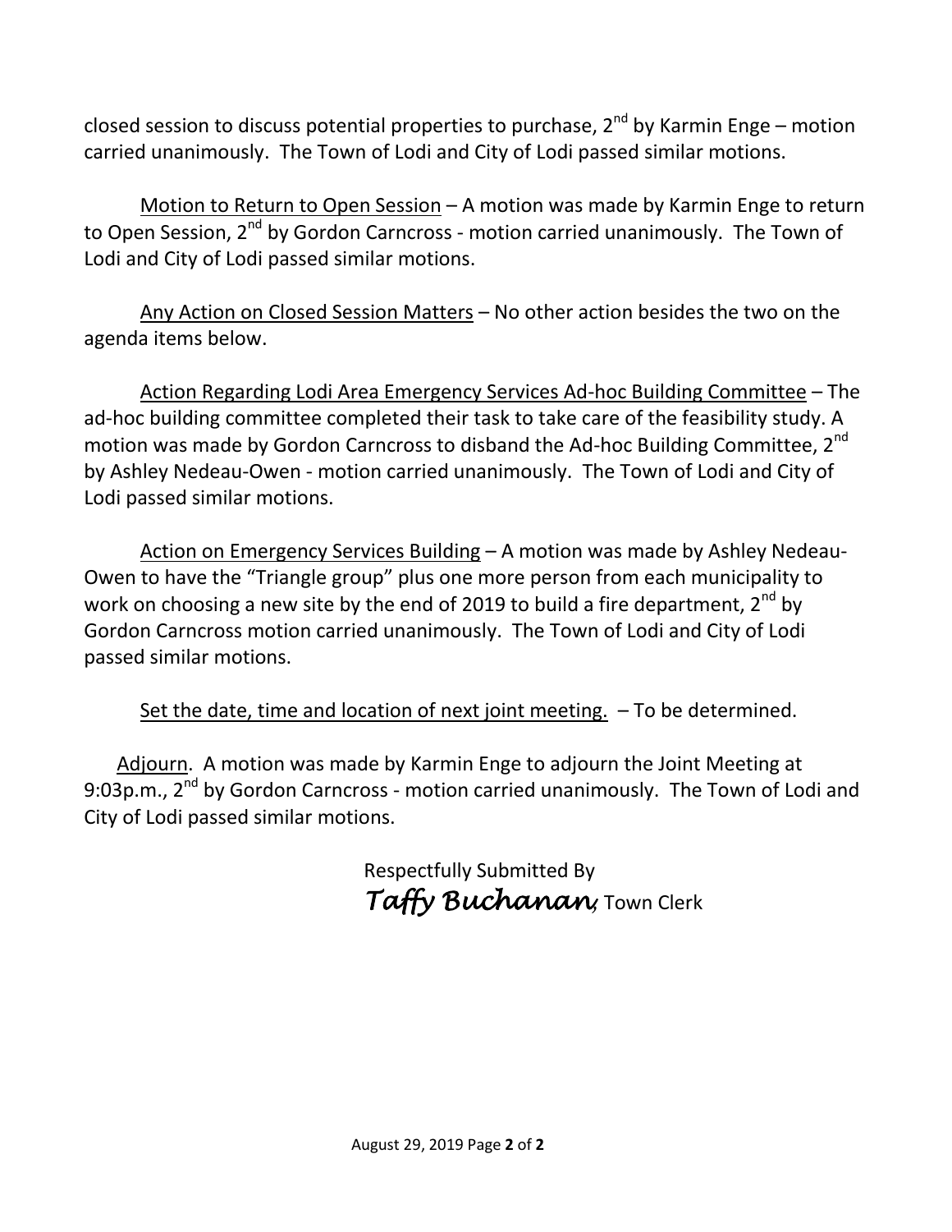closed session to discuss potential properties to purchase, 2nd by Karmin Enge – motion carried unanimously. The Town of Lodi and City of Lodi passed similar motions.

Motion to Return to Open Session – A motion was made by Karmin Enge to return to Open Session, 2nd by Gordon Carncross - motion carried unanimously. The Town of Lodi and City of Lodi passed similar motions.

Any Action on Closed Session Matters – No other action besides the two on the agenda items below.

Action Regarding Lodi Area Emergency Services Ad-hoc Building Committee – The ad-hoc building committee completed their task to take care of the feasibility study. A motion was made by Gordon Carncross to disband the Ad-hoc Building Committee, 2nd by Ashley Nedeau-Owen - motion carried unanimously. The Town of Lodi and City of Lodi passed similar motions.

Action on Emergency Services Building – A motion was made by Ashley Nedeau-Owen to have the "Triangle group" plus one more person from each municipality to work on choosing a new site by the end of 2019 to build a fire department, 2nd by Gordon Carncross motion carried unanimously. The Town of Lodi and City of Lodi passed similar motions.

Set the date, time and location of next joint meeting. – To be determined.

Adjourn. A motion was made by Karmin Enge to adjourn the Joint Meeting at 9:03p.m., 2nd by Gordon Carncross - motion carried unanimously. The Town of Lodi and City of Lodi passed similar motions.

Respectfully Submitted By
*Taffy Buchanan*, Town Clerk